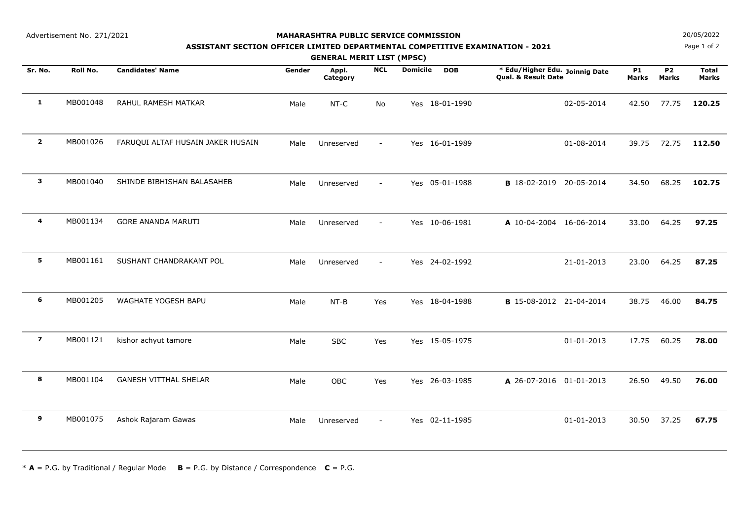Advertisement No. 271/2021

20/05/2022

# MAHARASHTRA PUBLIC SERVICE COMMISSION

## ASSISTANT SECTION OFFICER LIMITED DEPARTMENTAL COMPETITIVE EXAMINATION - 2021

### GENERAL MERIT LIST (MPSC)

| Sr. No. | Roll No. | Candidates' Name | Gender | Appl. Category | NCL | Domicile | DOB | * Edu/Higher Edu. Qual. & Result Date | Joinnig Date | P1 Marks | P2 Marks | Total Marks |
|---|---|---|---|---|---|---|---|---|---|---|---|---|
| 1 | MB001048 | RAHUL RAMESH MATKAR | Male | NT-C | No | Yes | 18-01-1990 | | 02-05-2014 | 42.50 | 77.75 | **120.25** |
| 2 | MB001026 | FARUQUI ALTAF HUSAIN JAKER HUSAIN | Male | Unreserved | - | Yes | 16-01-1989 | | 01-08-2014 | 39.75 | 72.75 | **112.50** |
| 3 | MB001040 | SHINDE BIBHISHAN BALASAHEB | Male | Unreserved | - | Yes | 05-01-1988 | **B** 18-02-2019 | 20-05-2014 | 34.50 | 68.25 | **102.75** |
| 4 | MB001134 | GORE ANANDA MARUTI | Male | Unreserved | - | Yes | 10-06-1981 | **A** 10-04-2004 | 16-06-2014 | 33.00 | 64.25 | **97.25** |
| 5 | MB001161 | SUSHANT CHANDRAKANT POL | Male | Unreserved | - | Yes | 24-02-1992 | | 21-01-2013 | 23.00 | 64.25 | **87.25** |
| 6 | MB001205 | WAGHATE YOGESH BAPU | Male | NT-B | Yes | Yes | 18-04-1988 | **B** 15-08-2012 | 21-04-2014 | 38.75 | 46.00 | **84.75** |
| 7 | MB001121 | kishor achyut tamore | Male | SBC | Yes | Yes | 15-05-1975 | | 01-01-2013 | 17.75 | 60.25 | **78.00** |
| 8 | MB001104 | GANESH VITTHAL SHELAR | Male | OBC | Yes | Yes | 26-03-1985 | **A** 26-07-2016 | 01-01-2013 | 26.50 | 49.50 | **76.00** |
| 9 | MB001075 | Ashok Rajaram Gawas | Male | Unreserved | - | Yes | 02-11-1985 | | 01-01-2013 | 30.50 | 37.25 | **67.75** |

* **A** = P.G. by Traditional / Regular Mode **B** = P.G. by Distance / Correspondence **C** = P.G.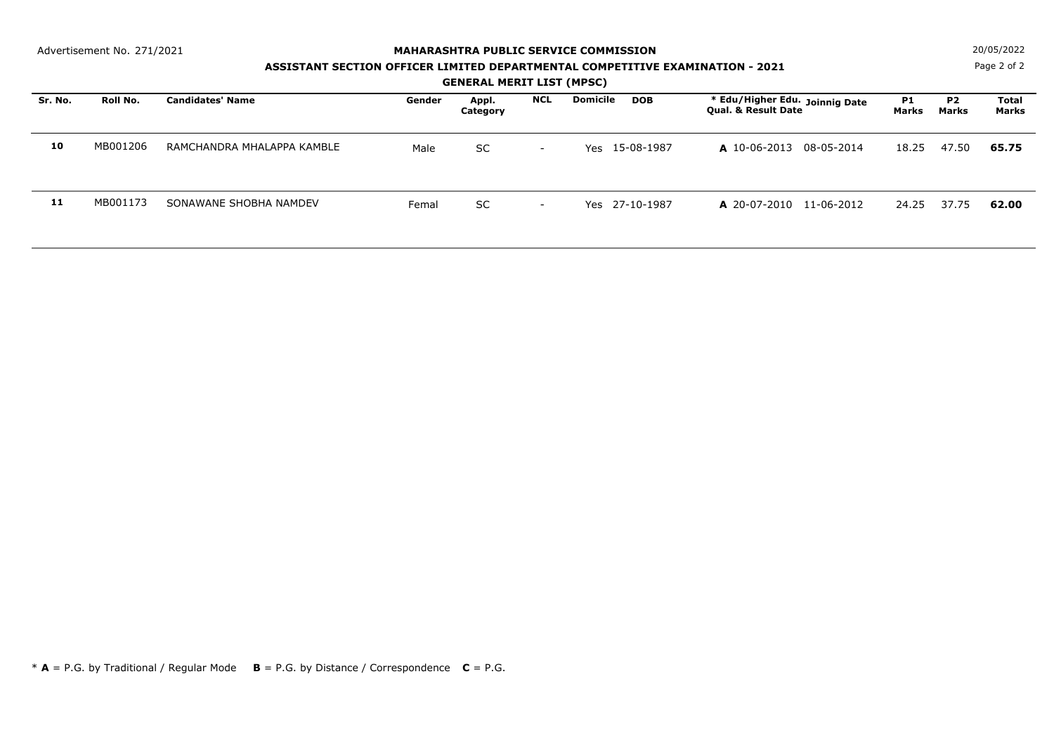Advertisement No. 271/2021

20/05/2022

**MAHARASHTRA PUBLIC SERVICE COMMISSION**

**ASSISTANT SECTION OFFICER LIMITED DEPARTMENTAL COMPETITIVE EXAMINATION - 2021**

**GENERAL MERIT LIST (MPSC)**

| Sr. No. | Roll No. | Candidates' Name | Gender | Appl. Category | NCL | Domicile | DOB | * Edu/Higher Edu. Qual. & Result Date | Joinnig Date | P1 Marks | P2 Marks | Total Marks |
|---|---|---|---|---|---|---|---|---|---|---|---|---|
| **10** | MB001206 | RAMCHANDRA MHALAPPA KAMBLE | Male | SC | - | Yes | 15-08-1987 | **A** 10-06-2013 | 08-05-2014 | 18.25 | 47.50 | **65.75** |
| **11** | MB001173 | SONAWANE SHOBHA NAMDEV | Femal | SC | - | Yes | 27-10-1987 | **A** 20-07-2010 | 11-06-2012 | 24.25 | 37.75 | **62.00** |

* **A** = P.G. by Traditional / Regular Mode **B** = P.G. by Distance / Correspondence **C** = P.G.